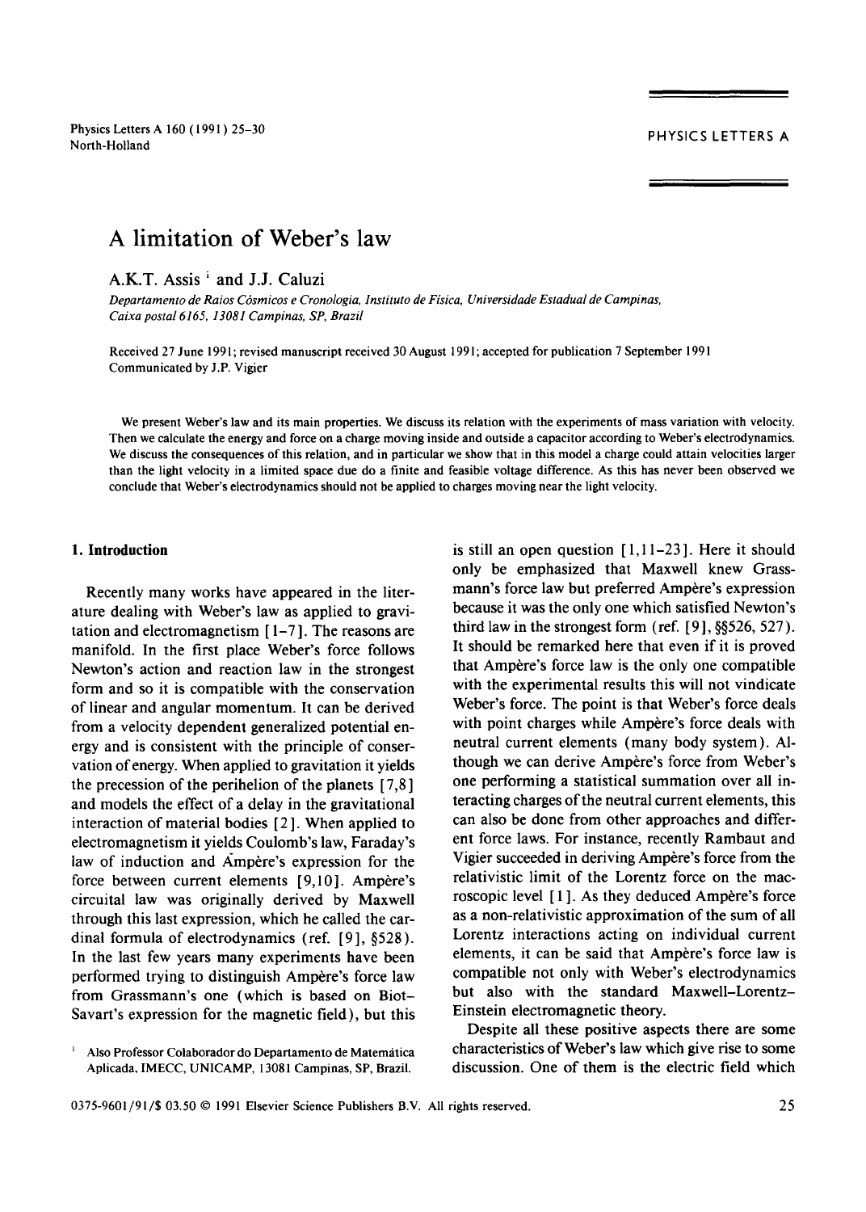# A limitation of Weber's law

A.K.T. Assis [1] and J.J. Caluzi

*Departamento de Raios Cósmicos e Cronologia, Instituto de Física, Universidade Estadual de Campinas, Caixa postal 6165, 13081 Campinas, SP, Brazil*

Received 27 June 1991; revised manuscript received 30 August 1991; accepted for publication 7 September 1991
Communicated by J.P. Vigier

We present Weber's law and its main properties. We discuss its relation with the experiments of mass variation with velocity. Then we calculate the energy and force on a charge moving inside and outside a capacitor according to Weber's electrodynamics. We discuss the consequences of this relation, and in particular we show that in this model a charge could attain velocities larger than the light velocity in a limited space due do a finite and feasible voltage difference. As this has never been observed we conclude that Weber's electrodynamics should not be applied to charges moving near the light velocity.

## 1. Introduction

Recently many works have appeared in the literature dealing with Weber's law as applied to gravitation and electromagnetism [1–7]. The reasons are manifold. In the first place Weber's force follows Newton's action and reaction law in the strongest form and so it is compatible with the conservation of linear and angular momentum. It can be derived from a velocity dependent generalized potential energy and is consistent with the principle of conservation of energy. When applied to gravitation it yields the precession of the perihelion of the planets [7,8] and models the effect of a delay in the gravitational interaction of material bodies [2]. When applied to electromagnetism it yields Coulomb's law, Faraday's law of induction and Ampère's expression for the force between current elements [9,10]. Ampère's circuital law was originally derived by Maxwell through this last expression, which he called the cardinal formula of electrodynamics (ref. [9], §528). In the last few years many experiments have been performed trying to distinguish Ampère's force law from Grassmann's one (which is based on Biot–Savart's expression for the magnetic field), but this is still an open question [1,11–23]. Here it should only be emphasized that Maxwell knew Grassmann's force law but preferred Ampère's expression because it was the only one which satisfied Newton's third law in the strongest form (ref. [9], §§526, 527). It should be remarked here that even if it is proved that Ampère's force law is the only one compatible with the experimental results this will not vindicate Weber's force. The point is that Weber's force deals with point charges while Ampère's force deals with neutral current elements (many body system). Although we can derive Ampère's force from Weber's one performing a statistical summation over all interacting charges of the neutral current elements, this can also be done from other approaches and different force laws. For instance, recently Rambaut and Vigier succeeded in deriving Ampère's force from the relativistic limit of the Lorentz force on the macroscopic level [1]. As they deduced Ampère's force as a non-relativistic approximation of the sum of all Lorentz interactions acting on individual current elements, it can be said that Ampère's force law is compatible not only with Weber's electrodynamics but also with the standard Maxwell–Lorentz–Einstein electromagnetic theory.

Despite all these positive aspects there are some characteristics of Weber's law which give rise to some discussion. One of them is the electric field which

[1] Also Professor Colaborador do Departamento de Matemática Aplicada, IMECC, UNICAMP, 13081 Campinas, SP, Brazil.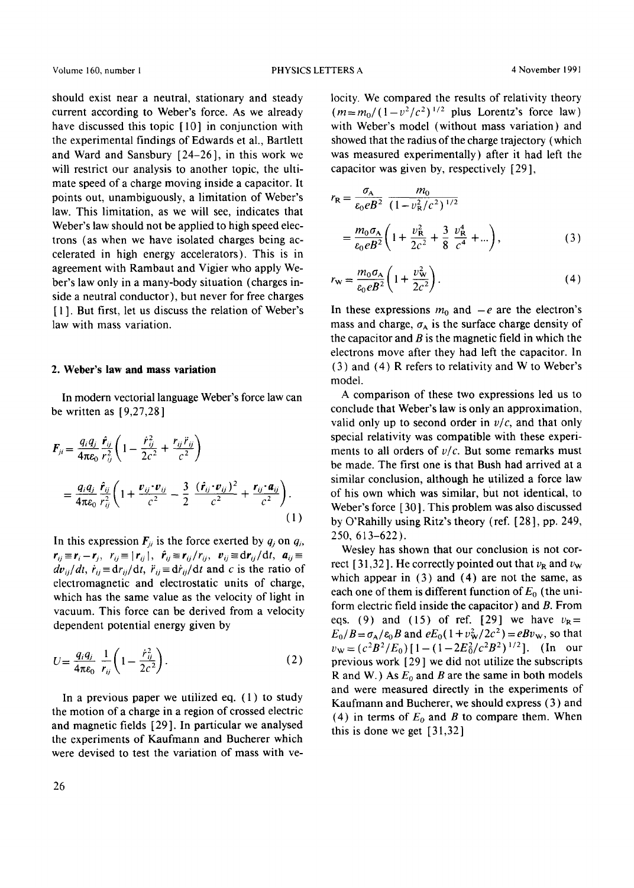should exist near a neutral, stationary and steady current according to Weber's force. As we already have discussed this topic [10] in conjunction with the experimental findings of Edwards et al., Bartlett and Ward and Sansbury [24–26], in this work we will restrict our analysis to another topic, the ultimate speed of a charge moving inside a capacitor. It points out, unambiguously, a limitation of Weber's law. This limitation, as we will see, indicates that Weber's law should not be applied to high speed electrons (as when we have isolated charges being accelerated in high energy accelerators). This is in agreement with Rambaut and Vigier who apply Weber's law only in a many-body situation (charges inside a neutral conductor), but never for free charges [1]. But first, let us discuss the relation of Weber's law with mass variation.

## 2. Weber's law and mass variation

In modern vectorial language Weber's force law can be written as [9,27,28]

$$F_{ji} = \frac{q_i q_j}{4\pi\varepsilon_0} \frac{\hat{r}_{ij}}{r_{ij}^2}\left(1 - \frac{\dot{r}_{ij}^2}{2c^2} + \frac{r_{ij}\ddot{r}_{ij}}{c^2}\right)$$

$$= \frac{q_i q_j}{4\pi\varepsilon_0} \frac{\hat{r}_{ij}}{r_{ij}^2}\left(1 + \frac{v_{ij}\cdot v_{ij}}{c^2} - \frac{3}{2}\frac{(\hat{r}_{ij}\cdot v_{ij})^2}{c^2} + \frac{r_{ij}\cdot a_{ij}}{c^2}\right). \tag{1}$$

In this expression $F_{ji}$ is the force exerted by $q_j$ on $q_i$, $r_{ij} \equiv r_i - r_j$, $r_{ij} \equiv |r_{ij}|$, $\hat{r}_{ij} \equiv r_{ij}/r_{ij}$, $v_{ij} \equiv dr_{ij}/dt$, $a_{ij} \equiv dv_{ij}/dt$, $\dot{r}_{ij} \equiv dr_{ij}/dt$, $\ddot{r}_{ij} \equiv d\dot{r}_{ij}/dt$ and $c$ is the ratio of electromagnetic and electrostatic units of charge, which has the same value as the velocity of light in vacuum. This force can be derived from a velocity dependent potential energy given by

$$U = \frac{q_i q_j}{4\pi\varepsilon_0}\frac{1}{r_{ij}}\left(1 - \frac{\dot{r}_{ij}^2}{2c^2}\right). \tag{2}$$

In a previous paper we utilized eq. (1) to study the motion of a charge in a region of crossed electric and magnetic fields [29]. In particular we analysed the experiments of Kaufmann and Bucherer which were devised to test the variation of mass with velocity. We compared the results of relativity theory ($m = m_0/(1 - v^2/c^2)^{1/2}$ plus Lorentz's force law) with Weber's model (without mass variation) and showed that the radius of the charge trajectory (which was measured experimentally) after it had left the capacitor was given by, respectively [29],

$$r_R = \frac{\sigma_A}{\varepsilon_0 e B^2}\frac{m_0}{(1 - v_R^2/c^2)^{1/2}}$$

$$= \frac{m_0 \sigma_A}{\varepsilon_0 e B^2}\left(1 + \frac{v_R^2}{2c^2} + \frac{3}{8}\frac{v_R^4}{c^4} + \ldots\right), \tag{3}$$

$$r_W = \frac{m_0 \sigma_A}{\varepsilon_0 e B^2}\left(1 + \frac{v_W^2}{2c^2}\right). \tag{4}$$

In these expressions $m_0$ and $-e$ are the electron's mass and charge, $\sigma_A$ is the surface charge density of the capacitor and $B$ is the magnetic field in which the electrons move after they had left the capacitor. In (3) and (4) R refers to relativity and W to Weber's model.

A comparison of these two expressions led us to conclude that Weber's law is only an approximation, valid only up to second order in $v/c$, and that only special relativity was compatible with these experiments to all orders of $v/c$. But some remarks must be made. The first one is that Bush had arrived at a similar conclusion, although he utilized a force law of his own which was similar, but not identical, to Weber's force [30]. This problem was also discussed by O'Rahilly using Ritz's theory (ref. [28], pp. 249, 250, 613–622).

Wesley has shown that our conclusion is not correct [31,32]. He correctly pointed out that $v_R$ and $v_W$ which appear in (3) and (4) are not the same, as each one of them is different function of $E_0$ (the uniform electric field inside the capacitor) and $B$. From eqs. (9) and (15) of ref. [29] we have $v_R = E_0/B = \sigma_A/\varepsilon_0 B$ and $eE_0(1 + v_W^2/2c^2) = eBv_W$, so that $v_W = (c^2B^2/E_0)[1 - (1 - 2E_0^2/c^2B^2)^{1/2}]$. (In our previous work [29] we did not utilize the subscripts R and W.) As $E_0$ and $B$ are the same in both models and were measured directly in the experiments of Kaufmann and Bucherer, we should express (3) and (4) in terms of $E_0$ and $B$ to compare them. When this is done we get [31,32]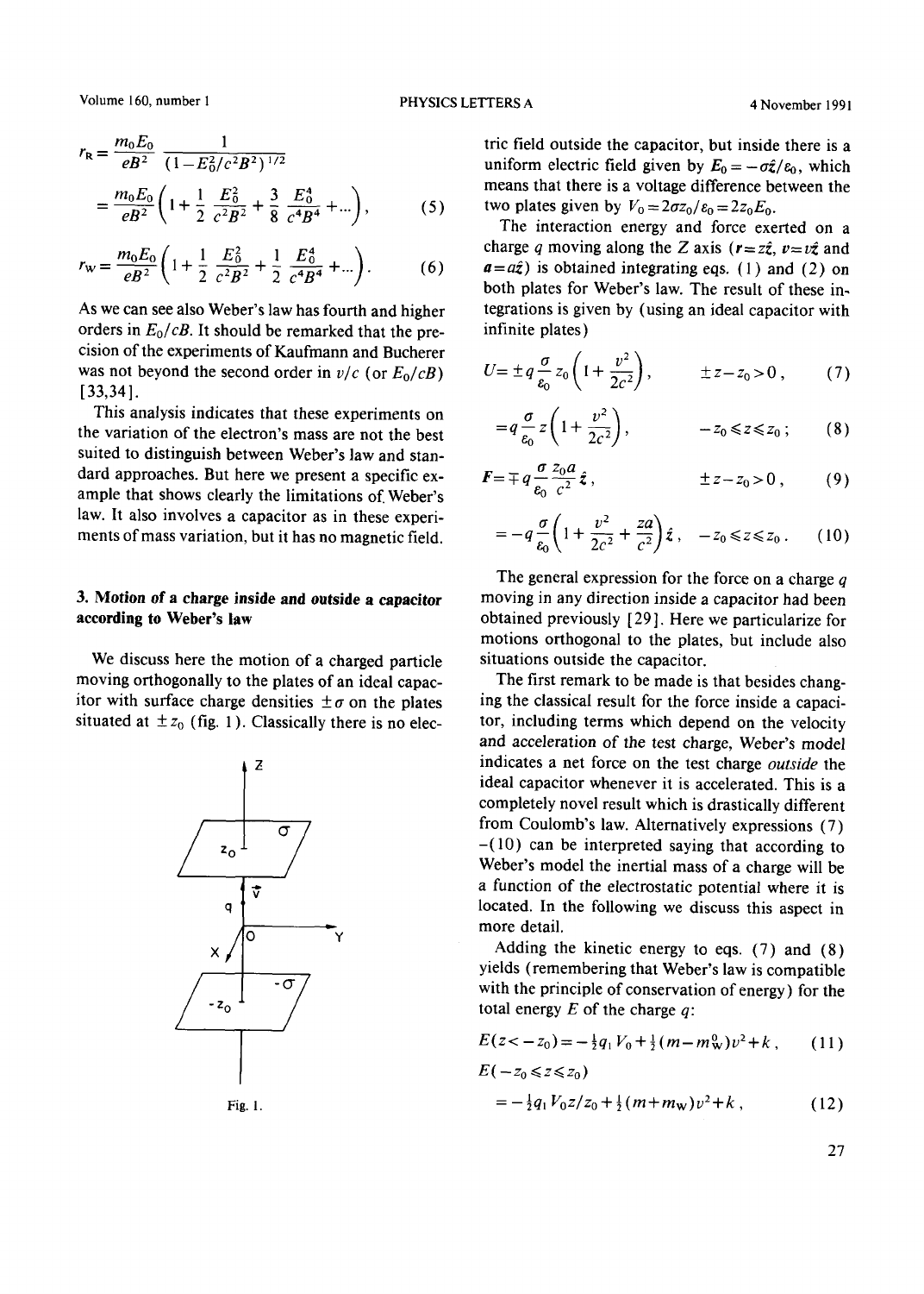$$r_R = \frac{m_0 E_0}{eB^2} \frac{1}{(1-E_0^2/c^2B^2)^{1/2}}$$

$$= \frac{m_0 E_0}{eB^2}\left(1 + \frac{1}{2}\frac{E_0^2}{c^2B^2} + \frac{3}{8}\frac{E_0^4}{c^4B^4} + ...\right), \qquad (5)$$

$$r_W = \frac{m_0 E_0}{eB^2}\left(1 + \frac{1}{2}\frac{E_0^2}{c^2B^2} + \frac{1}{2}\frac{E_0^4}{c^4B^4} + ...\right). \qquad (6)$$

As we can see also Weber's law has fourth and higher orders in $E_0/cB$. It should be remarked that the precision of the experiments of Kaufmann and Bucherer was not beyond the second order in $v/c$ (or $E_0/cB$) [33,34].

This analysis indicates that these experiments on the variation of the electron's mass are not the best suited to distinguish between Weber's law and standard approaches. But here we present a specific example that shows clearly the limitations of Weber's law. It also involves a capacitor as in these experiments of mass variation, but it has no magnetic field.

## 3. Motion of a charge inside and outside a capacitor according to Weber's law

We discuss here the motion of a charged particle moving orthogonally to the plates of an ideal capacitor with surface charge densities $\pm\sigma$ on the plates situated at $\pm z_0$ (fig. 1). Classically there is no electric field outside the capacitor, but inside there is a uniform electric field given by $E_0 = -\sigma\hat{z}/\varepsilon_0$, which means that there is a voltage difference between the two plates given by $V_0 = 2\sigma z_0/\varepsilon_0 = 2z_0 E_0$.

Fig. 1.

The interaction energy and force exerted on a charge $q$ moving along the Z axis ($\mathbf{r} = z\hat{z}$, $\mathbf{v} = v\hat{z}$ and $\mathbf{a} = a\hat{z}$) is obtained integrating eqs. (1) and (2) on both plates for Weber's law. The result of these integrations is given by (using an ideal capacitor with infinite plates)

$$U = \pm q\frac{\sigma}{\varepsilon_0}z_0\left(1 + \frac{v^2}{2c^2}\right), \qquad \pm z - z_0 > 0, \qquad (7)$$

$$= q\frac{\sigma}{\varepsilon_0}z\left(1 + \frac{v^2}{2c^2}\right), \qquad -z_0 \leqslant z \leqslant z_0; \qquad (8)$$

$$F = \mp q\frac{\sigma}{\varepsilon_0}\frac{z_0 a}{c^2}\hat{z}, \qquad \pm z - z_0 > 0, \qquad (9)$$

$$= -q\frac{\sigma}{\varepsilon_0}\left(1 + \frac{v^2}{2c^2} + \frac{za}{c^2}\right)\hat{z}, \quad -z_0 \leqslant z \leqslant z_0. \qquad (10)$$

The general expression for the force on a charge $q$ moving in any direction inside a capacitor had been obtained previously [29]. Here we particularize for motions orthogonal to the plates, but include also situations outside the capacitor.

The first remark to be made is that besides changing the classical result for the force inside a capacitor, including terms which depend on the velocity and acceleration of the test charge, Weber's model indicates a net force on the test charge *outside* the ideal capacitor whenever it is accelerated. This is a completely novel result which is drastically different from Coulomb's law. Alternatively expressions (7)–(10) can be interpreted saying that according to Weber's model the inertial mass of a charge will be a function of the electrostatic potential where it is located. In the following we discuss this aspect in more detail.

Adding the kinetic energy to eqs. (7) and (8) yields (remembering that Weber's law is compatible with the principle of conservation of energy) for the total energy $E$ of the charge $q$:

$$E(z < -z_0) = -\tfrac{1}{2}q_1 V_0 + \tfrac{1}{2}(m - m_W^0)v^2 + k, \qquad (11)$$

$$E(-z_0 \leqslant z \leqslant z_0)$$

$$= -\tfrac{1}{2}q_1 V_0 z/z_0 + \tfrac{1}{2}(m + m_W)v^2 + k, \qquad (12)$$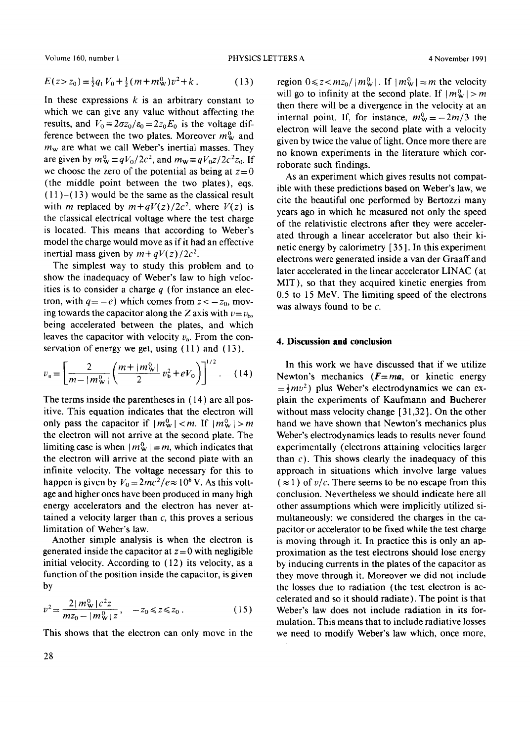$$E(z > z_0) = \tfrac{1}{2} q_1 V_0 + \tfrac{1}{2}(m + m_W^0) v^2 + k \,. \tag{13}$$

In these expressions $k$ is an arbitrary constant to which we can give any value without affecting the results, and $V_0 \equiv 2\sigma z_0/\varepsilon_0 = 2z_0 E_0$ is the voltage difference between the two plates. Moreover $m_W^0$ and $m_W$ are what we call Weber's inertial masses. They are given by $m_W^0 \equiv qV_0/2c^2$, and $m_W \equiv qV_0 z/2c^2 z_0$. If we choose the zero of the potential as being at $z=0$ (the middle point between the two plates), eqs. (11)–(13) would be the same as the classical result with $m$ replaced by $m + qV(z)/2c^2$, where $V(z)$ is the classical electrical voltage where the test charge is located. This means that according to Weber's model the charge would move as if it had an effective inertial mass given by $m + qV(z)/2c^2$.

The simplest way to study this problem and to show the inadequacy of Weber's law to high velocities is to consider a charge $q$ (for instance an electron, with $q=-e$) which comes from $z < -z_0$, moving towards the capacitor along the $Z$ axis with $v = v_b$, being accelerated between the plates, and which leaves the capacitor with velocity $v_a$. From the conservation of energy we get, using (11) and (13),

$$v_a = \left[\frac{2}{m - |m_W^0|}\left(\frac{m + |m_W^0|}{2} v_b^2 + eV_0\right)\right]^{1/2} . \tag{14}$$

The terms inside the parentheses in (14) are all positive. This equation indicates that the electron will only pass the capacitor if $|m_W^0| < m$. If $|m_W^0| > m$ the electron will not arrive at the second plate. The limiting case is when $|m_W^0| = m$, which indicates that the electron will arrive at the second plate with an infinite velocity. The voltage necessary for this to happen is given by $V_0 = 2mc^2/e \approx 10^6$ V. As this voltage and higher ones have been produced in many high energy accelerators and the electron has never attained a velocity larger than $c$, this proves a serious limitation of Weber's law.

Another simple analysis is when the electron is generated inside the capacitor at $z=0$ with negligible initial velocity. According to (12) its velocity, as a function of the position inside the capacitor, is given by

$$v^2 = \frac{2|m_W^0| c^2 z}{m z_0 - |m_W^0| z}, \quad -z_0 \leqslant z \leqslant z_0 \,. \tag{15}$$

This shows that the electron can only move in the region $0 \leqslant z < m z_0/|m_W^0|$. If $|m_W^0| = m$ the velocity will go to infinity at the second plate. If $|m_W^0| > m$ then there will be a divergence in the velocity at an internal point. If, for instance, $m_W^0 = -2m/3$ the electron will leave the second plate with a velocity given by twice the value of light. Once more there are no known experiments in the literature which corroborate such findings.

As an experiment which gives results not compatible with these predictions based on Weber's law, we cite the beautiful one performed by Bertozzi many years ago in which he measured not only the speed of the relativistic electrons after they were accelerated through a linear accelerator but also their kinetic energy by calorimetry [35]. In this experiment electrons were generated inside a van der Graaff and later accelerated in the linear accelerator LINAC (at MIT), so that they acquired kinetic energies from 0.5 to 15 MeV. The limiting speed of the electrons was always found to be $c$.

## 4. Discussion and conclusion

In this work we have discussed that if we utilize Newton's mechanics (**$F = ma$**, or kinetic energy $= \frac{1}{2}mv^2$) plus Weber's electrodynamics we can explain the experiments of Kaufmann and Bucherer without mass velocity change [31,32]. On the other hand we have shown that Newton's mechanics plus Weber's electrodynamics leads to results never found experimentally (electrons attaining velocities larger than $c$). This shows clearly the inadequacy of this approach in situations which involve large values ($\approx 1$) of $v/c$. There seems to be no escape from this conclusion. Nevertheless we should indicate here all other assumptions which were implicitly utilized simultaneously: we considered the charges in the capacitor or accelerator to be fixed while the test charge is moving through it. In practice this is only an approximation as the test electrons should lose energy by inducing currents in the plates of the capacitor as they move through it. Moreover we did not include the losses due to radiation (the test electron is accelerated and so it should radiate). The point is that Weber's law does not include radiation in its formulation. This means that to include radiative losses we need to modify Weber's law which, once more,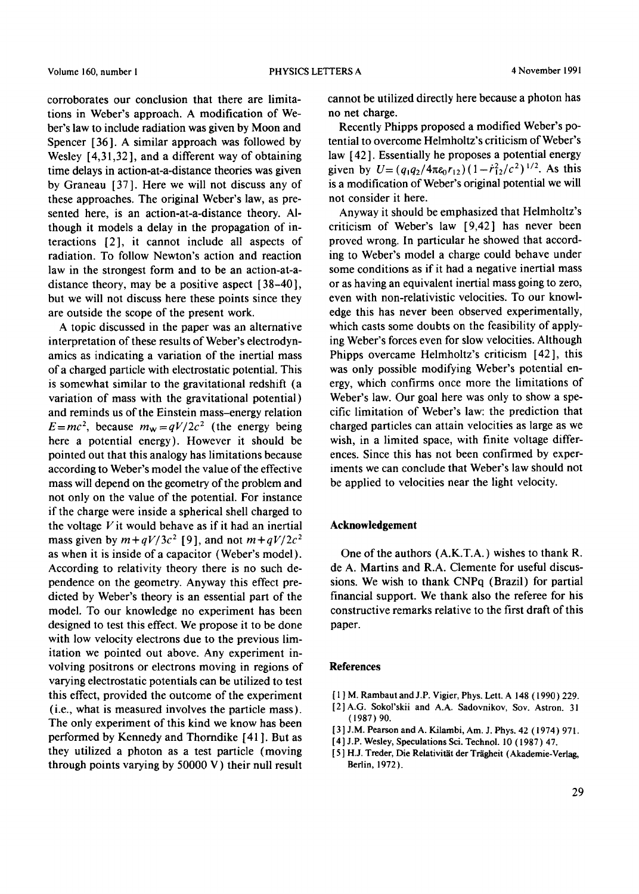corroborates our conclusion that there are limitations in Weber's approach. A modification of Weber's law to include radiation was given by Moon and Spencer [36]. A similar approach was followed by Wesley [4,31,32], and a different way of obtaining time delays in action-at-a-distance theories was given by Graneau [37]. Here we will not discuss any of these approaches. The original Weber's law, as presented here, is an action-at-a-distance theory. Although it models a delay in the propagation of interactions [2], it cannot include all aspects of radiation. To follow Newton's action and reaction law in the strongest form and to be an action-at-a-distance theory, may be a positive aspect [38–40], but we will not discuss here these points since they are outside the scope of the present work.

A topic discussed in the paper was an alternative interpretation of these results of Weber's electrodynamics as indicating a variation of the inertial mass of a charged particle with electrostatic potential. This is somewhat similar to the gravitational redshift (a variation of mass with the gravitational potential) and reminds us of the Einstein mass–energy relation $E=mc^2$, because $m_W = qV/2c^2$ (the energy being here a potential energy). However it should be pointed out that this analogy has limitations because according to Weber's model the value of the effective mass will depend on the geometry of the problem and not only on the value of the potential. For instance if the charge were inside a spherical shell charged to the voltage $V$ it would behave as if it had an inertial mass given by $m+qV/3c^2$ [9], and not $m+qV/2c^2$ as when it is inside of a capacitor (Weber's model). According to relativity theory there is no such dependence on the geometry. Anyway this effect predicted by Weber's theory is an essential part of the model. To our knowledge no experiment has been designed to test this effect. We propose it to be done with low velocity electrons due to the previous limitation we pointed out above. Any experiment involving positrons or electrons moving in regions of varying electrostatic potentials can be utilized to test this effect, provided the outcome of the experiment (i.e., what is measured involves the particle mass). The only experiment of this kind we know has been performed by Kennedy and Thorndike [41]. But as they utilized a photon as a test particle (moving through points varying by 50000 V) their null result cannot be utilized directly here because a photon has no net charge.

Recently Phipps proposed a modified Weber's potential to overcome Helmholtz's criticism of Weber's law [42]. Essentially he proposes a potential energy given by $U=(q_1q_2/4\pi\varepsilon_0 r_{12})(1-\dot{r}_{12}^2/c^2)^{1/2}$. As this is a modification of Weber's original potential we will not consider it here.

Anyway it should be emphasized that Helmholtz's criticism of Weber's law [9,42] has never been proved wrong. In particular he showed that according to Weber's model a charge could behave under some conditions as if it had a negative inertial mass or as having an equivalent inertial mass going to zero, even with non-relativistic velocities. To our knowledge this has never been observed experimentally, which casts some doubts on the feasibility of applying Weber's forces even for slow velocities. Although Phipps overcame Helmholtz's criticism [42], this was only possible modifying Weber's potential energy, which confirms once more the limitations of Weber's law. Our goal here was only to show a specific limitation of Weber's law: the prediction that charged particles can attain velocities as large as we wish, in a limited space, with finite voltage differences. Since this has not been confirmed by experiments we can conclude that Weber's law should not be applied to velocities near the light velocity.

## Acknowledgement

One of the authors (A.K.T.A.) wishes to thank R. de A. Martins and R.A. Clemente for useful discussions. We wish to thank CNPq (Brazil) for partial financial support. We thank also the referee for his constructive remarks relative to the first draft of this paper.

## References

[1] M. Rambaut and J.P. Vigier, Phys. Lett. A 148 (1990) 229.
[2] A.G. Sokol'skii and A.A. Sadovnikov, Sov. Astron. 31 (1987) 90.
[3] J.M. Pearson and A. Kilambi, Am. J. Phys. 42 (1974) 971.
[4] J.P. Wesley, Speculations Sci. Technol. 10 (1987) 47.
[5] H.J. Treder, Die Relativität der Trägheit (Akademie-Verlag, Berlin, 1972).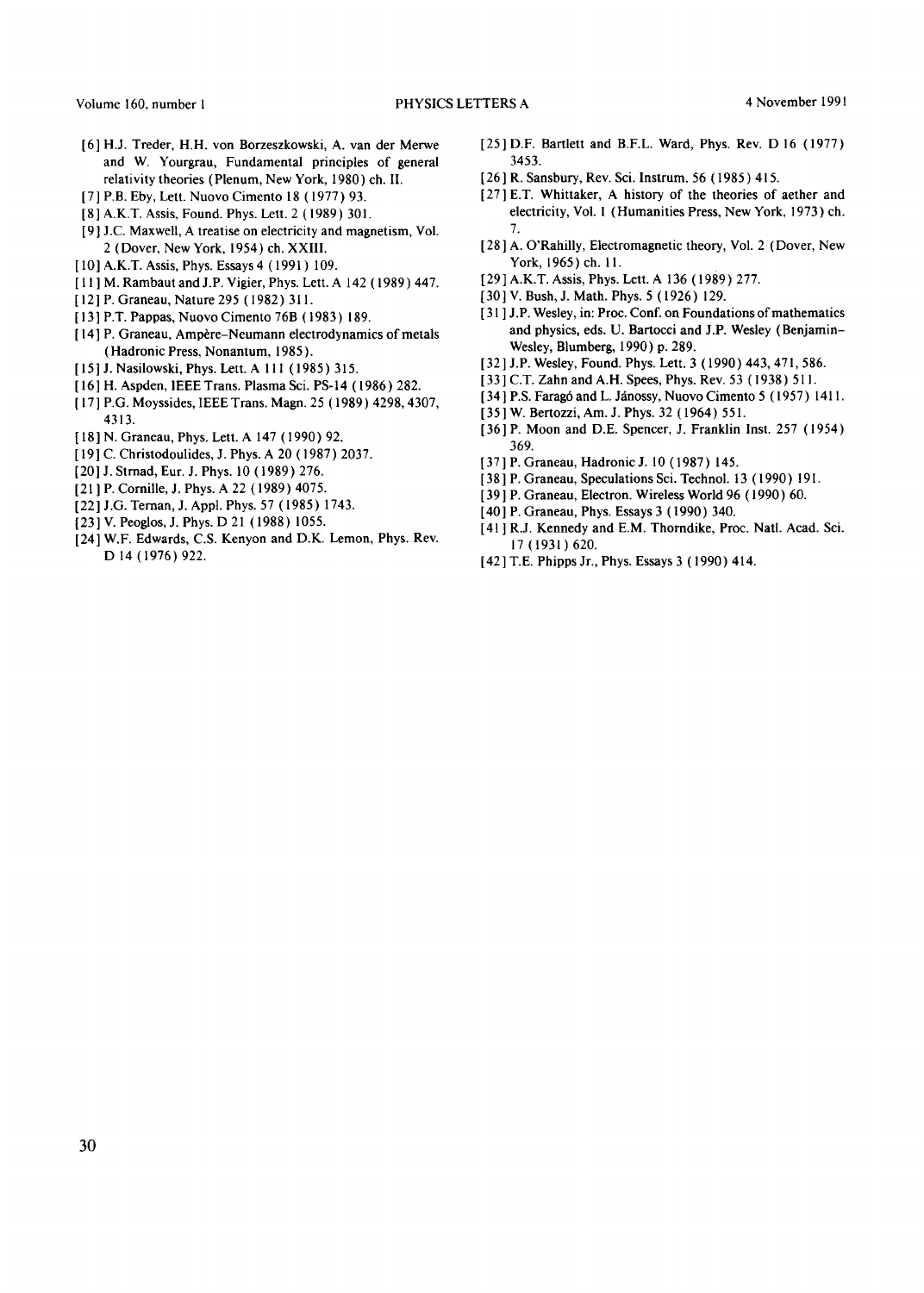[6] H.J. Treder, H.H. von Borzeszkowski, A. van der Merwe and W. Yourgrau, Fundamental principles of general relativity theories (Plenum, New York, 1980) ch. II.

[7] P.B. Eby, Lett. Nuovo Cimento 18 (1977) 93.

[8] A.K.T. Assis, Found. Phys. Lett. 2 (1989) 301.

[9] J.C. Maxwell, A treatise on electricity and magnetism, Vol. 2 (Dover, New York, 1954) ch. XXIII.

[10] A.K.T. Assis, Phys. Essays 4 (1991) 109.

[11] M. Rambaut and J.P. Vigier, Phys. Lett. A 142 (1989) 447.

[12] P. Graneau, Nature 295 (1982) 311.

[13] P.T. Pappas, Nuovo Cimento 76B (1983) 189.

[14] P. Graneau, Ampère–Neumann electrodynamics of metals (Hadronic Press, Nonantum, 1985).

[15] J. Nasilowski, Phys. Lett. A 111 (1985) 315.

[16] H. Aspden, IEEE Trans. Plasma Sci. PS-14 (1986) 282.

[17] P.G. Moyssides, IEEE Trans. Magn. 25 (1989) 4298, 4307, 4313.

[18] N. Graneau, Phys. Lett. A 147 (1990) 92.

[19] C. Christodoulides, J. Phys. A 20 (1987) 2037.

[20] J. Strnad, Eur. J. Phys. 10 (1989) 276.

[21] P. Cornille, J. Phys. A 22 (1989) 4075.

[22] J.G. Ternan, J. Appl. Phys. 57 (1985) 1743.

[23] V. Peoglos, J. Phys. D 21 (1988) 1055.

[24] W.F. Edwards, C.S. Kenyon and D.K. Lemon, Phys. Rev. D 14 (1976) 922.

[25] D.F. Bartlett and B.F.L. Ward, Phys. Rev. D 16 (1977) 3453.

[26] R. Sansbury, Rev. Sci. Instrum. 56 (1985) 415.

[27] E.T. Whittaker, A history of the theories of aether and electricity, Vol. 1 (Humanities Press, New York, 1973) ch. 7.

[28] A. O'Rahilly, Electromagnetic theory, Vol. 2 (Dover, New York, 1965) ch. 11.

[29] A.K.T. Assis, Phys. Lett. A 136 (1989) 277.

[30] V. Bush, J. Math. Phys. 5 (1926) 129.

[31] J.P. Wesley, in: Proc. Conf. on Foundations of mathematics and physics, eds. U. Bartocci and J.P. Wesley (Benjamin–Wesley, Blumberg, 1990) p. 289.

[32] J.P. Wesley, Found. Phys. Lett. 3 (1990) 443, 471, 586.

[33] C.T. Zahn and A.H. Spees, Phys. Rev. 53 (1938) 511.

[34] P.S. Faragó and L. Jánossy, Nuovo Cimento 5 (1957) 1411.

[35] W. Bertozzi, Am. J. Phys. 32 (1964) 551.

[36] P. Moon and D.E. Spencer, J. Franklin Inst. 257 (1954) 369.

[37] P. Graneau, Hadronic J. 10 (1987) 145.

[38] P. Graneau, Speculations Sci. Technol. 13 (1990) 191.

[39] P. Graneau, Electron. Wireless World 96 (1990) 60.

[40] P. Graneau, Phys. Essays 3 (1990) 340.

[41] R.J. Kennedy and E.M. Thorndike, Proc. Natl. Acad. Sci. 17 (1931) 620.

[42] T.E. Phipps Jr., Phys. Essays 3 (1990) 414.